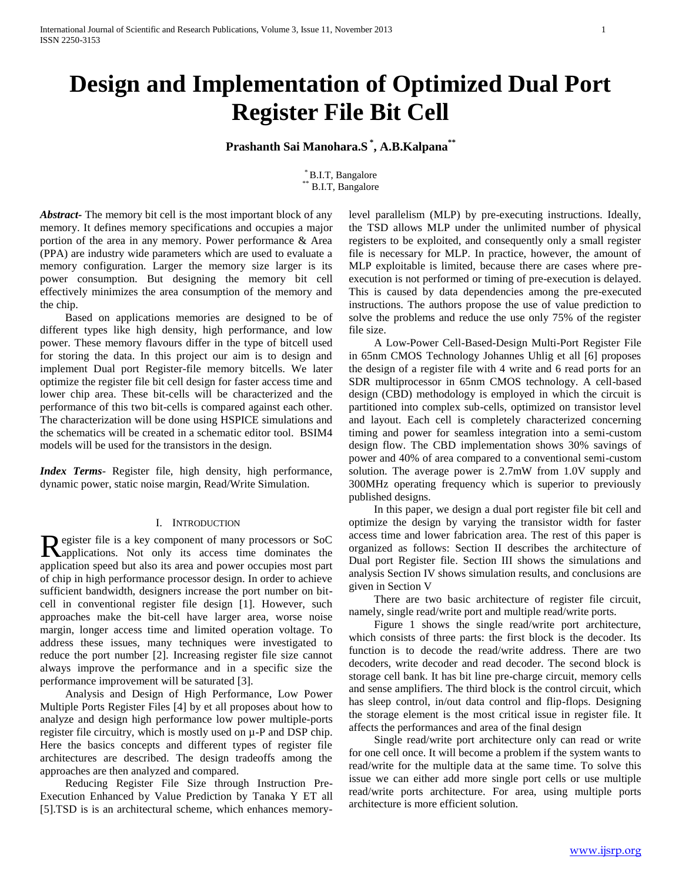# Design and Implementation of Optimized Dual Port Register File Bit Cell

**Prashanth Sai Manohara.S [*], A.B.Kalpana [**]**

[*] B.I.T, Bangalore
[**] B.I.T, Bangalore

***Abstract-*** The memory bit cell is the most important block of any memory. It defines memory specifications and occupies a major portion of the area in any memory. Power performance & Area (PPA) are industry wide parameters which are used to evaluate a memory configuration. Larger the memory size larger is its power consumption. But designing the memory bit cell effectively minimizes the area consumption of the memory and the chip.

Based on applications memories are designed to be of different types like high density, high performance, and low power. These memory flavours differ in the type of bitcell used for storing the data. In this project our aim is to design and implement Dual port Register-file memory bitcells. We later optimize the register file bit cell design for faster access time and lower chip area. These bit-cells will be characterized and the performance of this two bit-cells is compared against each other. The characterization will be done using HSPICE simulations and the schematics will be created in a schematic editor tool. BSIM4 models will be used for the transistors in the design.

***Index Terms*-** Register file, high density, high performance, dynamic power, static noise margin, Read/Write Simulation.

## I. Introduction

Register file is a key component of many processors or SoC applications. Not only its access time dominates the application speed but also its area and power occupies most part of chip in high performance processor design. In order to achieve sufficient bandwidth, designers increase the port number on bit-cell in conventional register file design [1]. However, such approaches make the bit-cell have larger area, worse noise margin, longer access time and limited operation voltage. To address these issues, many techniques were investigated to reduce the port number [2]. Increasing register file size cannot always improve the performance and in a specific size the performance improvement will be saturated [3].

Analysis and Design of High Performance, Low Power Multiple Ports Register Files [4] by et all proposes about how to analyze and design high performance low power multiple-ports register file circuitry, which is mostly used on µ-P and DSP chip. Here the basics concepts and different types of register file architectures are described. The design tradeoffs among the approaches are then analyzed and compared.

Reducing Register File Size through Instruction Pre-Execution Enhanced by Value Prediction by Tanaka Y ET all [5].TSD is is an architectural scheme, which enhances memory-level parallelism (MLP) by pre-executing instructions. Ideally, the TSD allows MLP under the unlimited number of physical registers to be exploited, and consequently only a small register file is necessary for MLP. In practice, however, the amount of MLP exploitable is limited, because there are cases where pre-execution is not performed or timing of pre-execution is delayed. This is caused by data dependencies among the pre-executed instructions. The authors propose the use of value prediction to solve the problems and reduce the use only 75% of the register file size.

A Low-Power Cell-Based-Design Multi-Port Register File in 65nm CMOS Technology Johannes Uhlig et all [6] proposes the design of a register file with 4 write and 6 read ports for an SDR multiprocessor in 65nm CMOS technology. A cell-based design (CBD) methodology is employed in which the circuit is partitioned into complex sub-cells, optimized on transistor level and layout. Each cell is completely characterized concerning timing and power for seamless integration into a semi-custom design flow. The CBD implementation shows 30% savings of power and 40% of area compared to a conventional semi-custom solution. The average power is 2.7mW from 1.0V supply and 300MHz operating frequency which is superior to previously published designs.

In this paper, we design a dual port register file bit cell and optimize the design by varying the transistor width for faster access time and lower fabrication area. The rest of this paper is organized as follows: Section II describes the architecture of Dual port Register file. Section III shows the simulations and analysis Section IV shows simulation results, and conclusions are given in Section V

There are two basic architecture of register file circuit, namely, single read/write port and multiple read/write ports.

Figure 1 shows the single read/write port architecture, which consists of three parts: the first block is the decoder. Its function is to decode the read/write address. There are two decoders, write decoder and read decoder. The second block is storage cell bank. It has bit line pre-charge circuit, memory cells and sense amplifiers. The third block is the control circuit, which has sleep control, in/out data control and flip-flops. Designing the storage element is the most critical issue in register file. It affects the performances and area of the final design

Single read/write port architecture only can read or write for one cell once. It will become a problem if the system wants to read/write for the multiple data at the same time. To solve this issue we can either add more single port cells or use multiple read/write ports architecture. For area, using multiple ports architecture is more efficient solution.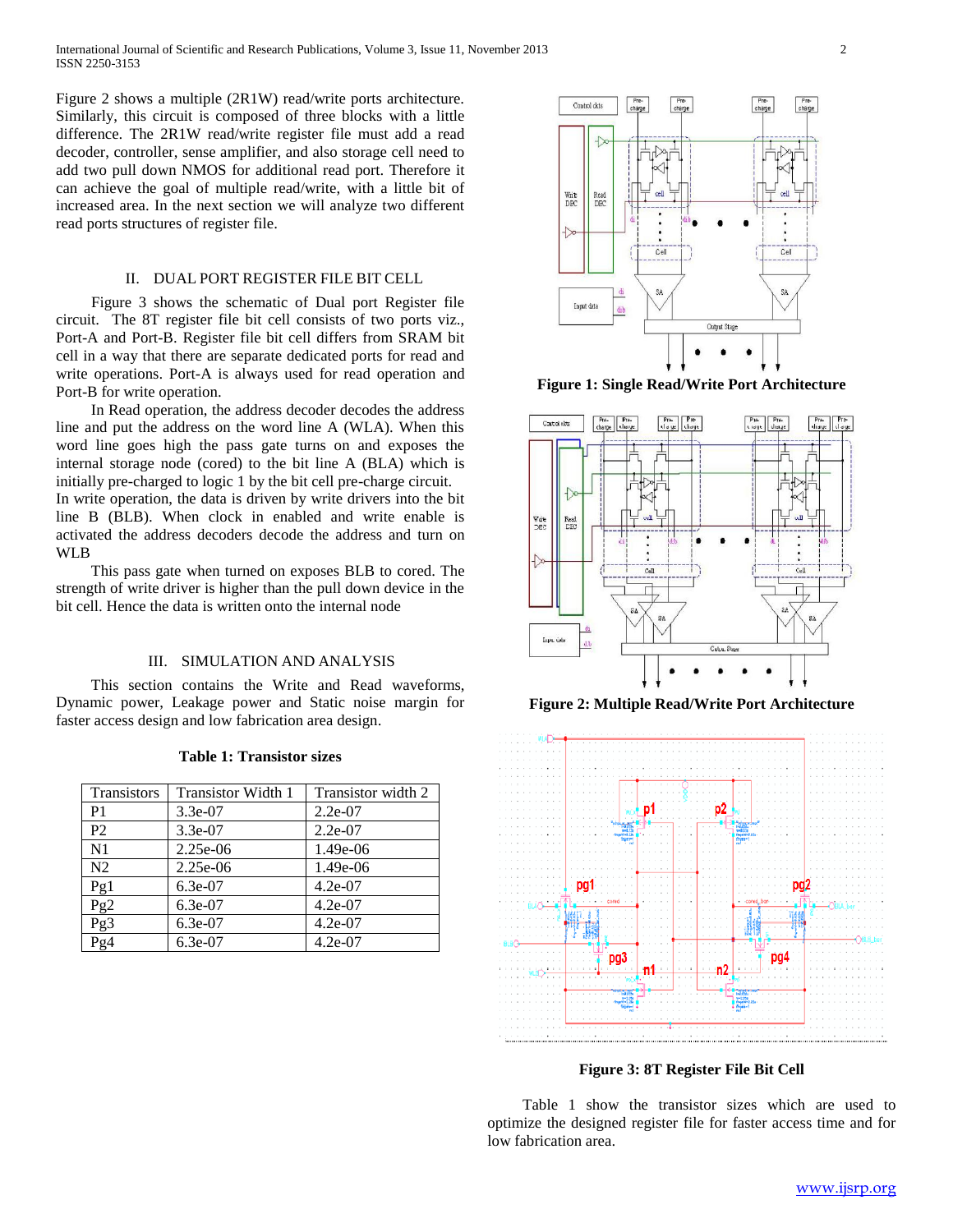Figure 2 shows a multiple (2R1W) read/write ports architecture. Similarly, this circuit is composed of three blocks with a little difference. The 2R1W read/write register file must add a read decoder, controller, sense amplifier, and also storage cell need to add two pull down NMOS for additional read port. Therefore it can achieve the goal of multiple read/write, with a little bit of increased area. In the next section we will analyze two different read ports structures of register file.

## II. DUAL PORT REGISTER FILE BIT CELL

Figure 3 shows the schematic of Dual port Register file circuit. The 8T register file bit cell consists of two ports viz., Port-A and Port-B. Register file bit cell differs from SRAM bit cell in a way that there are separate dedicated ports for read and write operations. Port-A is always used for read operation and Port-B for write operation.

In Read operation, the address decoder decodes the address line and put the address on the word line A (WLA). When this word line goes high the pass gate turns on and exposes the internal storage node (cored) to the bit line A (BLA) which is initially pre-charged to logic 1 by the bit cell pre-charge circuit. In write operation, the data is driven by write drivers into the bit line B (BLB). When clock in enabled and write enable is activated the address decoders decode the address and turn on WLB

This pass gate when turned on exposes BLB to cored. The strength of write driver is higher than the pull down device in the bit cell. Hence the data is written onto the internal node

## III. SIMULATION AND ANALYSIS

This section contains the Write and Read waveforms, Dynamic power, Leakage power and Static noise margin for faster access design and low fabrication area design.

**Table 1: Transistor sizes**

| Transistors | Transistor Width 1 | Transistor width 2 |
|---|---|---|
| P1 | 3.3e-07 | 2.2e-07 |
| P2 | 3.3e-07 | 2.2e-07 |
| N1 | 2.25e-06 | 1.49e-06 |
| N2 | 2.25e-06 | 1.49e-06 |
| Pg1 | 6.3e-07 | 4.2e-07 |
| Pg2 | 6.3e-07 | 4.2e-07 |
| Pg3 | 6.3e-07 | 4.2e-07 |
| Pg4 | 6.3e-07 | 4.2e-07 |

**Figure 1: Single Read/Write Port Architecture**

**Figure 2: Multiple Read/Write Port Architecture**

**Figure 3: 8T Register File Bit Cell**

Table 1 show the transistor sizes which are used to optimize the designed register file for faster access time and for low fabrication area.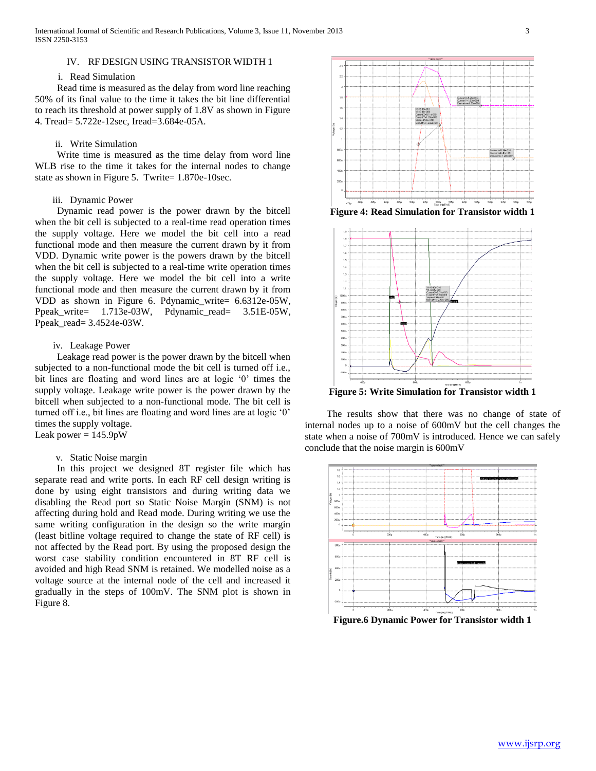## IV. RF DESIGN USING TRANSISTOR WIDTH 1

### i. Read Simulation

Read time is measured as the delay from word line reaching 50% of its final value to the time it takes the bit line differential to reach its threshold at power supply of 1.8V as shown in Figure 4. Tread= 5.722e-12sec, Iread=3.684e-05A.

### ii. Write Simulation

Write time is measured as the time delay from word line WLB rise to the time it takes for the internal nodes to change state as shown in Figure 5. Twrite= 1.870e-10sec.

### iii. Dynamic Power

Dynamic read power is the power drawn by the bitcell when the bit cell is subjected to a real-time read operation times the supply voltage. Here we model the bit cell into a read functional mode and then measure the current drawn by it from VDD. Dynamic write power is the powers drawn by the bitcell when the bit cell is subjected to a real-time write operation times the supply voltage. Here we model the bit cell into a write functional mode and then measure the current drawn by it from VDD as shown in Figure 6. Pdynamic_write= 6.6312e-05W, Ppeak_write= 1.713e-03W, Pdynamic_read= 3.51E-05W, Ppeak_read= 3.4524e-03W.

### iv. Leakage Power

Leakage read power is the power drawn by the bitcell when subjected to a non-functional mode the bit cell is turned off i.e., bit lines are floating and word lines are at logic '0' times the supply voltage. Leakage write power is the power drawn by the bitcell when subjected to a non-functional mode. The bit cell is turned off i.e., bit lines are floating and word lines are at logic '0' times the supply voltage.
Leak power = 145.9pW

### v. Static Noise margin

In this project we designed 8T register file which has separate read and write ports. In each RF cell design writing is done by using eight transistors and during writing data we disabling the Read port so Static Noise Margin (SNM) is not affecting during hold and Read mode. During writing we use the same writing configuration in the design so the write margin (least bitline voltage required to change the state of RF cell) is not affected by the Read port. By using the proposed design the worst case stability condition encountered in 8T RF cell is avoided and high Read SNM is retained. We modelled noise as a voltage source at the internal node of the cell and increased it gradually in the steps of 100mV. The SNM plot is shown in Figure 8.

**Figure 4: Read Simulation for Transistor width 1**

**Figure 5: Write Simulation for Transistor width 1**

The results show that there was no change of state of internal nodes up to a noise of 600mV but the cell changes the state when a noise of 700mV is introduced. Hence we can safely conclude that the noise margin is 600mV

**Figure.6 Dynamic Power for Transistor width 1**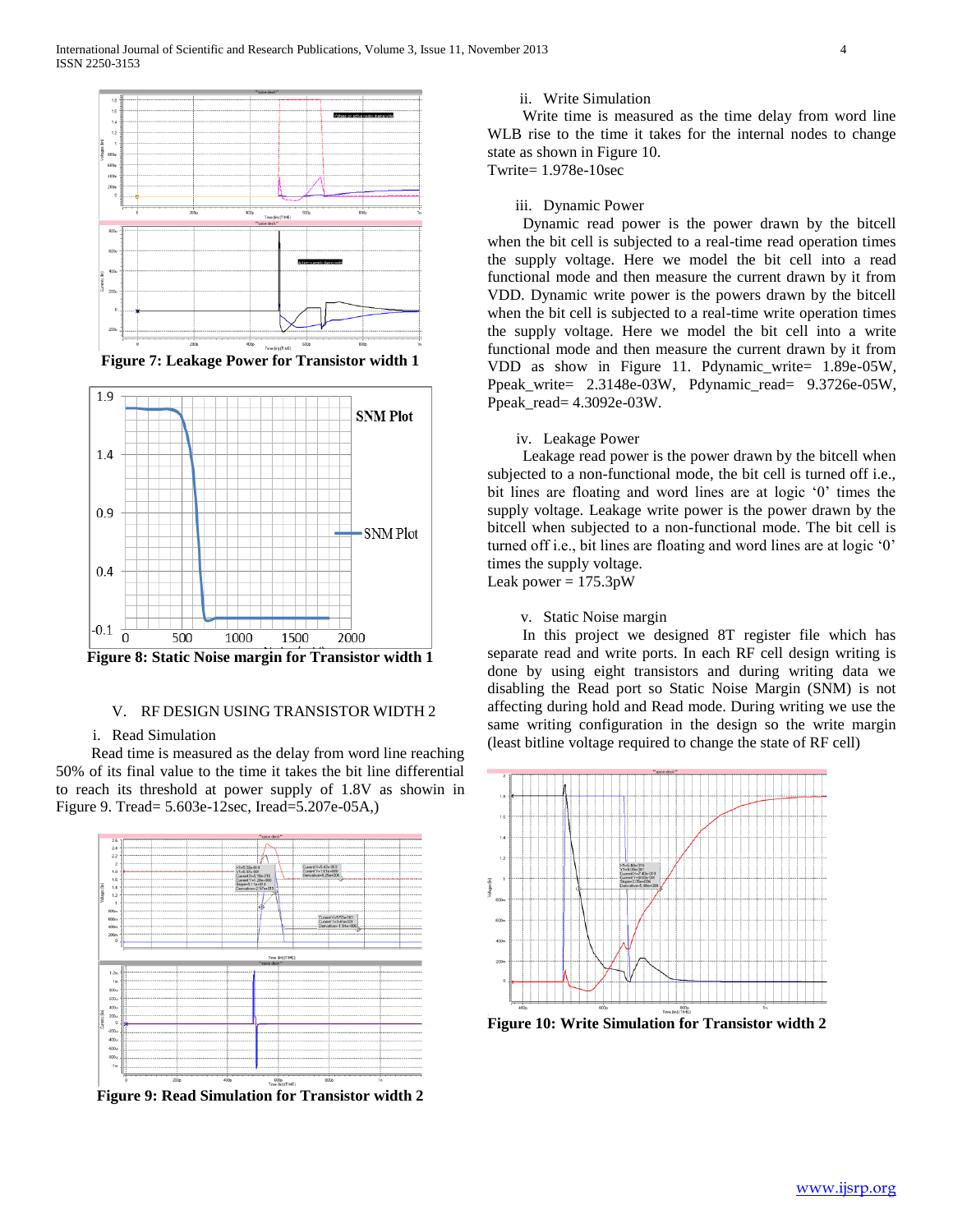Figure 7: Leakage Power for Transistor width 1

Figure 8: Static Noise margin for Transistor width 1

## V. RF DESIGN USING TRANSISTOR WIDTH 2

### i. Read Simulation

Read time is measured as the delay from word line reaching 50% of its final value to the time it takes the bit line differential to reach its threshold at power supply of 1.8V as shown in Figure 9. Tread= 5.603e-12sec, Iread=5.207e-05A,)

Figure 9: Read Simulation for Transistor width 2

### ii. Write Simulation

Write time is measured as the time delay from word line WLB rise to the time it takes for the internal nodes to change state as shown in Figure 10.
Twrite= 1.978e-10sec

### iii. Dynamic Power

Dynamic read power is the power drawn by the bitcell when the bit cell is subjected to a real-time read operation times the supply voltage. Here we model the bit cell into a read functional mode and then measure the current drawn by it from VDD. Dynamic write power is the powers drawn by the bitcell when the bit cell is subjected to a real-time write operation times the supply voltage. Here we model the bit cell into a write functional mode and then measure the current drawn by it from VDD as show in Figure 11. Pdynamic_write= 1.89e-05W, Ppeak_write= 2.3148e-03W, Pdynamic_read= 9.3726e-05W, Ppeak_read= 4.3092e-03W.

### iv. Leakage Power

Leakage read power is the power drawn by the bitcell when subjected to a non-functional mode, the bit cell is turned off i.e., bit lines are floating and word lines are at logic '0' times the supply voltage. Leakage write power is the power drawn by the bitcell when subjected to a non-functional mode. The bit cell is turned off i.e., bit lines are floating and word lines are at logic '0' times the supply voltage.
Leak power = 175.3pW

### v. Static Noise margin

In this project we designed 8T register file which has separate read and write ports. In each RF cell design writing is done by using eight transistors and during writing data we disabling the Read port so Static Noise Margin (SNM) is not affecting during hold and Read mode. During writing we use the same writing configuration in the design so the write margin (least bitline voltage required to change the state of RF cell)

Figure 10: Write Simulation for Transistor width 2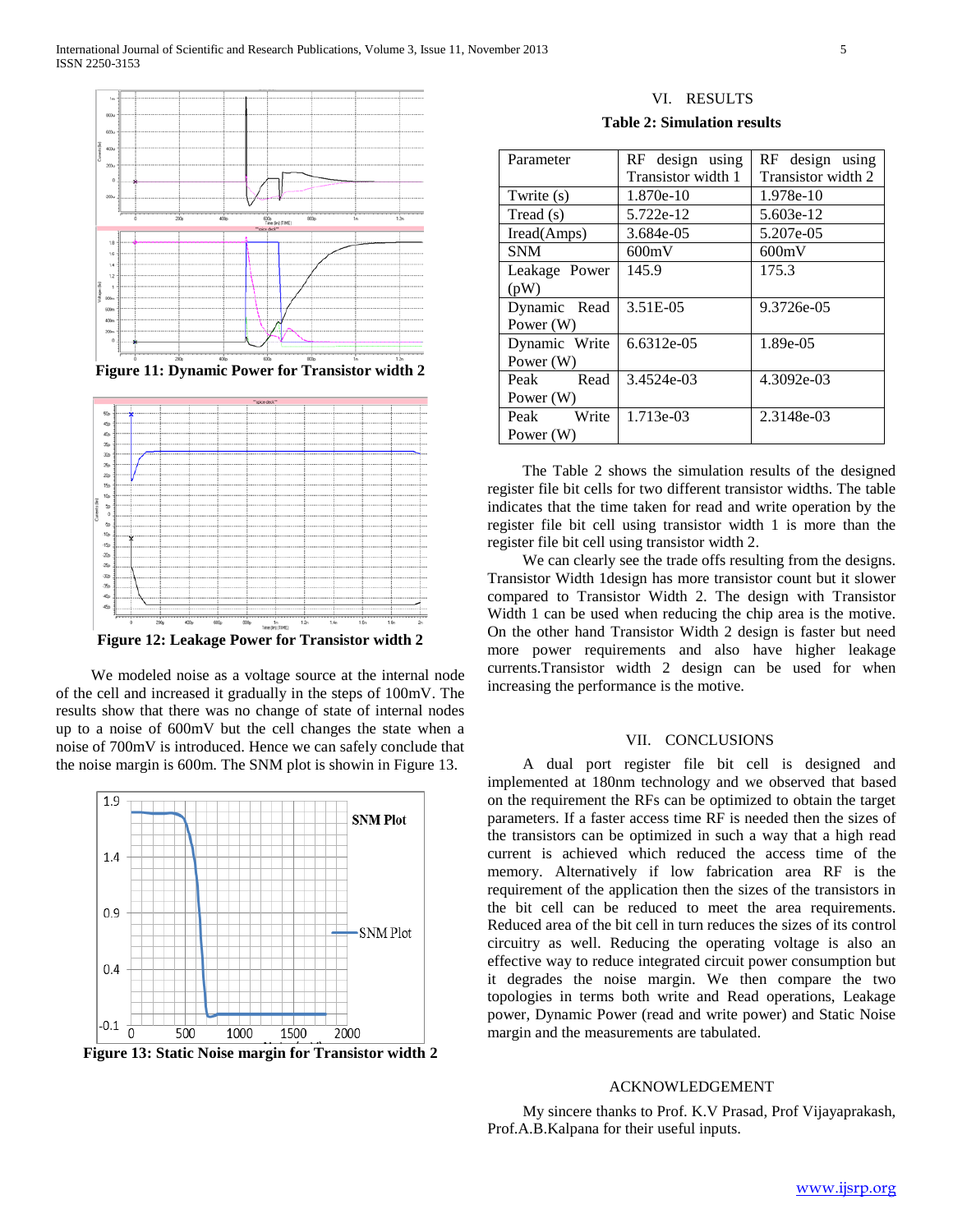Figure 11: Dynamic Power for Transistor width 2

Figure 12: Leakage Power for Transistor width 2

We modeled noise as a voltage source at the internal node of the cell and increased it gradually in the steps of 100mV. The results show that there was no change of state of internal nodes up to a noise of 600mV but the cell changes the state when a noise of 700mV is introduced. Hence we can safely conclude that the noise margin is 600m. The SNM plot is showin in Figure 13.

Figure 13: Static Noise margin for Transistor width 2

## VI. RESULTS

**Table 2: Simulation results**

| Parameter | RF design using Transistor width 1 | RF design using Transistor width 2 |
|---|---|---|
| Twrite (s) | 1.870e-10 | 1.978e-10 |
| Tread (s) | 5.722e-12 | 5.603e-12 |
| Iread(Amps) | 3.684e-05 | 5.207e-05 |
| SNM | 600mV | 600mV |
| Leakage Power (pW) | 145.9 | 175.3 |
| Dynamic Read Power (W) | 3.51E-05 | 9.3726e-05 |
| Dynamic Write Power (W) | 6.6312e-05 | 1.89e-05 |
| Peak Read Power (W) | 3.4524e-03 | 4.3092e-03 |
| Peak Write Power (W) | 1.713e-03 | 2.3148e-03 |

The Table 2 shows the simulation results of the designed register file bit cells for two different transistor widths. The table indicates that the time taken for read and write operation by the register file bit cell using transistor width 1 is more than the register file bit cell using transistor width 2.

We can clearly see the trade offs resulting from the designs. Transistor Width 1design has more transistor count but it slower compared to Transistor Width 2. The design with Transistor Width 1 can be used when reducing the chip area is the motive. On the other hand Transistor Width 2 design is faster but need more power requirements and also have higher leakage currents.Transistor width 2 design can be used for when increasing the performance is the motive.

## VII. CONCLUSIONS

A dual port register file bit cell is designed and implemented at 180nm technology and we observed that based on the requirement the RFs can be optimized to obtain the target parameters. If a faster access time RF is needed then the sizes of the transistors can be optimized in such a way that a high read current is achieved which reduced the access time of the memory. Alternatively if low fabrication area RF is the requirement of the application then the sizes of the transistors in the bit cell can be reduced to meet the area requirements. Reduced area of the bit cell in turn reduces the sizes of its control circuitry as well. Reducing the operating voltage is also an effective way to reduce integrated circuit power consumption but it degrades the noise margin. We then compare the two topologies in terms both write and Read operations, Leakage power, Dynamic Power (read and write power) and Static Noise margin and the measurements are tabulated.

## ACKNOWLEDGEMENT

My sincere thanks to Prof. K.V Prasad, Prof Vijayaprakash, Prof.A.B.Kalpana for their useful inputs.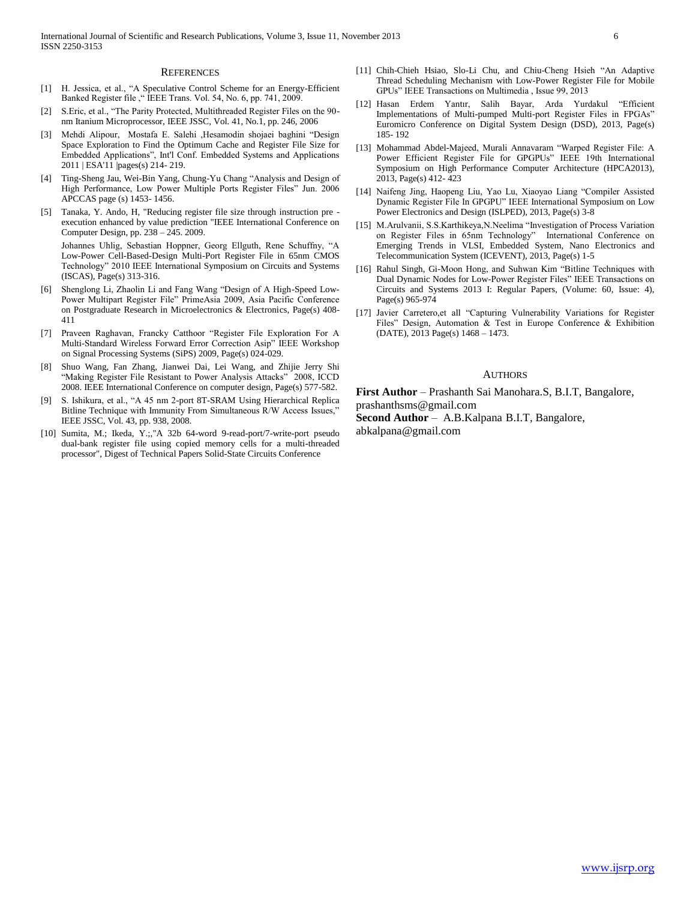## REFERENCES

[1] H. Jessica, et al., "A Speculative Control Scheme for an Energy-Efficient Banked Register file ," IEEE Trans. Vol. 54, No. 6, pp. 741, 2009.

[2] S.Eric, et al., "The Parity Protected, Multithreaded Register Files on the 90-nm Itanium Microprocessor, IEEE JSSC, Vol. 41, No.1, pp. 246, 2006

[3] Mehdi Alipour, Mostafa E. Salehi ,Hesamodin shojaei baghini "Design Space Exploration to Find the Optimum Cache and Register File Size for Embedded Applications", Int'l Conf. Embedded Systems and Applications 2011 | ESA'11 |pages(s) 214- 219.

[4] Ting-Sheng Jau, Wei-Bin Yang, Chung-Yu Chang "Analysis and Design of High Performance, Low Power Multiple Ports Register Files" Jun. 2006 APCCAS page (s) 1453- 1456.

[5] Tanaka, Y. Ando, H, "Reducing register file size through instruction pre - execution enhanced by value prediction "IEEE International Conference on Computer Design, pp. 238 – 245. 2009.

Johannes Uhlig, Sebastian Hoppner, Georg Ellguth, Rene Schuffny, "A Low-Power Cell-Based-Design Multi-Port Register File in 65nm CMOS Technology" 2010 IEEE International Symposium on Circuits and Systems (ISCAS), Page(s) 313-316.

[6] Shenglong Li, Zhaolin Li and Fang Wang "Design of A High-Speed Low-Power Multipart Register File" PrimeAsia 2009, Asia Pacific Conference on Postgraduate Research in Microelectronics & Electronics, Page(s) 408-411

[7] Praveen Raghavan, Francky Catthoor "Register File Exploration For A Multi-Standard Wireless Forward Error Correction Asip" IEEE Workshop on Signal Processing Systems (SiPS) 2009, Page(s) 024-029.

[8] Shuo Wang, Fan Zhang, Jianwei Dai, Lei Wang, and Zhijie Jerry Shi "Making Register File Resistant to Power Analysis Attacks" 2008, ICCD 2008. IEEE International Conference on computer design, Page(s) 577-582.

[9] S. Ishikura, et al., "A 45 nm 2-port 8T-SRAM Using Hierarchical Replica Bitline Technique with Immunity From Simultaneous R/W Access Issues," IEEE JSSC, Vol. 43, pp. 938, 2008.

[10] Sumita, M.; Ikeda, Y.;,"A 32b 64-word 9-read-port/7-write-port pseudo dual-bank register file using copied memory cells for a multi-threaded processor", Digest of Technical Papers Solid-State Circuits Conference

[11] Chih-Chieh Hsiao, Slo-Li Chu, and Chiu-Cheng Hsieh "An Adaptive Thread Scheduling Mechanism with Low-Power Register File for Mobile GPUs" IEEE Transactions on Multimedia , Issue 99, 2013

[12] Hasan Erdem Yantır, Salih Bayar, Arda Yurdakul "Efficient Implementations of Multi-pumped Multi-port Register Files in FPGAs" Euromicro Conference on Digital System Design (DSD), 2013, Page(s) 185- 192

[13] Mohammad Abdel-Majeed, Murali Annavaram "Warped Register File: A Power Efficient Register File for GPGPUs" IEEE 19th International Symposium on High Performance Computer Architecture (HPCA2013), 2013, Page(s) 412- 423

[14] Naifeng Jing, Haopeng Liu, Yao Lu, Xiaoyao Liang "Compiler Assisted Dynamic Register File In GPGPU" IEEE International Symposium on Low Power Electronics and Design (ISLPED), 2013, Page(s) 3-8

[15] M.Arulvanii, S.S.Karthikeya,N.Neelima "Investigation of Process Variation on Register Files in 65nm Technology" International Conference on Emerging Trends in VLSI, Embedded System, Nano Electronics and Telecommunication System (ICEVENT), 2013, Page(s) 1-5

[16] Rahul Singh, Gi-Moon Hong, and Suhwan Kim "Bitline Techniques with Dual Dynamic Nodes for Low-Power Register Files" IEEE Transactions on Circuits and Systems 2013 I: Regular Papers, (Volume: 60, Issue: 4), Page(s) 965-974

[17] Javier Carretero,et all "Capturing Vulnerability Variations for Register Files" Design, Automation & Test in Europe Conference & Exhibition (DATE), 2013 Page(s) 1468 – 1473.

## AUTHORS

**First Author** – Prashanth Sai Manohara.S, B.I.T, Bangalore, prashanthsms@gmail.com

**Second Author** – A.B.Kalpana B.I.T, Bangalore, abkalpana@gmail.com